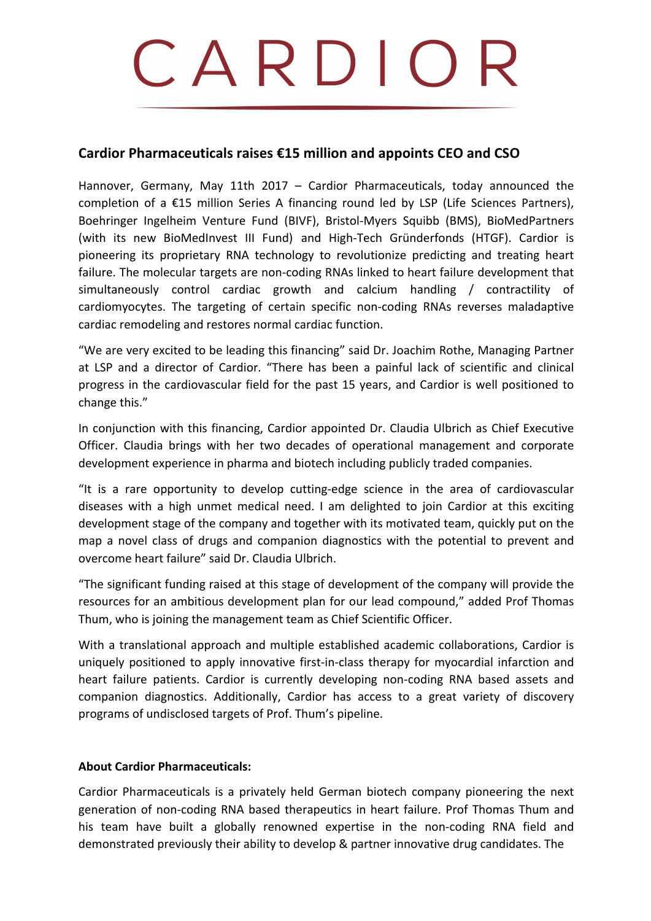# CARDIOR

## Cardior Pharmaceuticals raises €15 million and appoints CEO and CSO

Hannover, Germany, May 11th 2017 – Cardior Pharmaceuticals, today announced the completion of a €15 million Series A financing round led by LSP (Life Sciences Partners), Boehringer Ingelheim Venture Fund (BIVF), Bristol-Myers Squibb (BMS), BioMedPartners (with its new BioMedInvest III Fund) and High-Tech Gründerfonds (HTGF). Cardior is pioneering its proprietary RNA technology to revolutionize predicting and treating heart failure. The molecular targets are non-coding RNAs linked to heart failure development that simultaneously control cardiac growth and calcium handling / contractility of cardiomyocytes. The targeting of certain specific non-coding RNAs reverses maladaptive cardiac remodeling and restores normal cardiac function.

"We are very excited to be leading this financing" said Dr. Joachim Rothe, Managing Partner at LSP and a director of Cardior. "There has been a painful lack of scientific and clinical progress in the cardiovascular field for the past 15 years, and Cardior is well positioned to change this."

In conjunction with this financing, Cardior appointed Dr. Claudia Ulbrich as Chief Executive Officer. Claudia brings with her two decades of operational management and corporate development experience in pharma and biotech including publicly traded companies.

"It is a rare opportunity to develop cutting-edge science in the area of cardiovascular diseases with a high unmet medical need. I am delighted to join Cardior at this exciting development stage of the company and together with its motivated team, quickly put on the map a novel class of drugs and companion diagnostics with the potential to prevent and overcome heart failure" said Dr. Claudia Ulbrich.

"The significant funding raised at this stage of development of the company will provide the resources for an ambitious development plan for our lead compound," added Prof Thomas Thum, who is joining the management team as Chief Scientific Officer.

With a translational approach and multiple established academic collaborations, Cardior is uniquely positioned to apply innovative first-in-class therapy for myocardial infarction and heart failure patients. Cardior is currently developing non-coding RNA based assets and companion diagnostics. Additionally, Cardior has access to a great variety of discovery programs of undisclosed targets of Prof. Thum's pipeline.

**About Cardior Pharmaceuticals:**

Cardior Pharmaceuticals is a privately held German biotech company pioneering the next generation of non-coding RNA based therapeutics in heart failure. Prof Thomas Thum and his team have built a globally renowned expertise in the non-coding RNA field and demonstrated previously their ability to develop & partner innovative drug candidates. The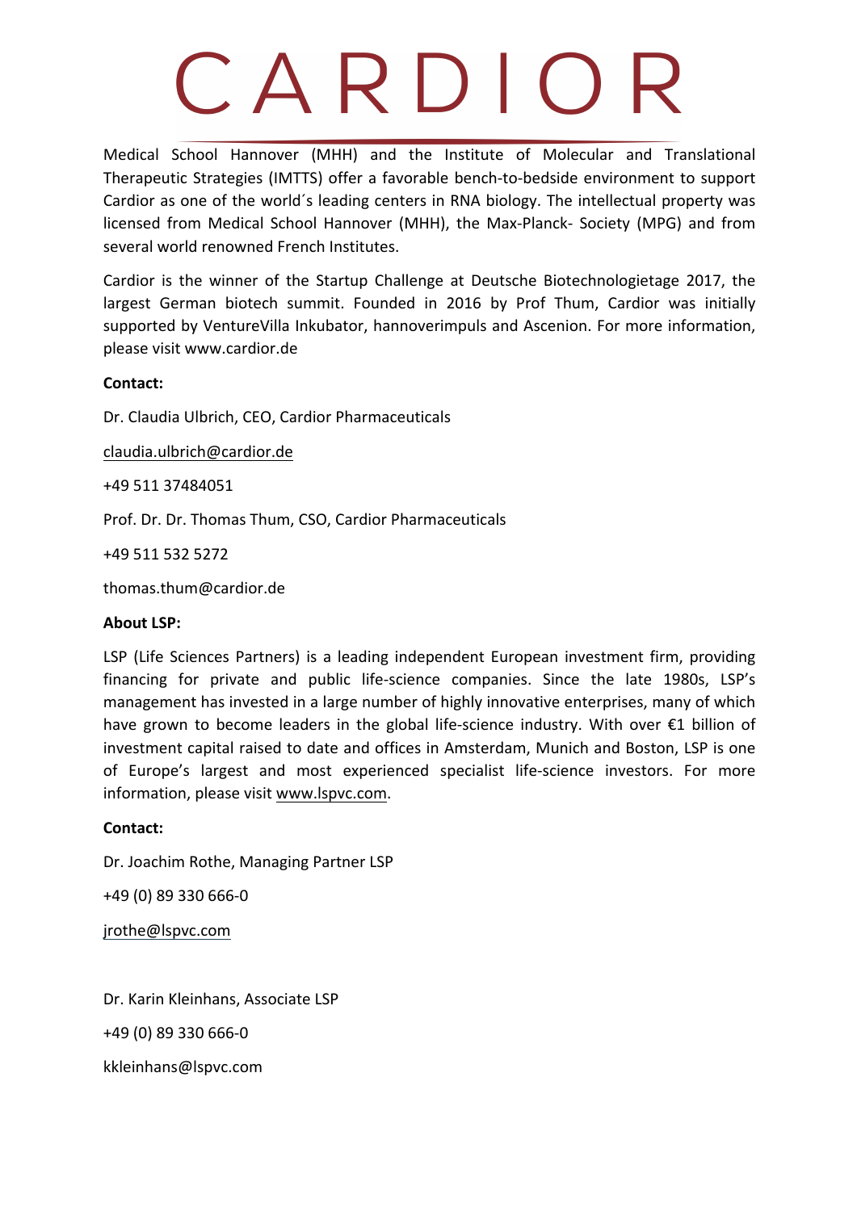# CARDIOR

Medical School Hannover (MHH) and the Institute of Molecular and Translational Therapeutic Strategies (IMTTS) offer a favorable bench-to-bedside environment to support Cardior as one of the world´s leading centers in RNA biology. The intellectual property was licensed from Medical School Hannover (MHH), the Max-Planck- Society (MPG) and from several world renowned French Institutes.

Cardior is the winner of the Startup Challenge at Deutsche Biotechnologietage 2017, the largest German biotech summit. Founded in 2016 by Prof Thum, Cardior was initially supported by VentureVilla Inkubator, hannoverimpuls and Ascenion. For more information, please visit www.cardior.de

**Contact:**

Dr. Claudia Ulbrich, CEO, Cardior Pharmaceuticals

claudia.ulbrich@cardior.de

+49 511 37484051

Prof. Dr. Dr. Thomas Thum, CSO, Cardior Pharmaceuticals

+49 511 532 5272

thomas.thum@cardior.de

**About LSP:**

LSP (Life Sciences Partners) is a leading independent European investment firm, providing financing for private and public life-science companies. Since the late 1980s, LSP's management has invested in a large number of highly innovative enterprises, many of which have grown to become leaders in the global life-science industry. With over €1 billion of investment capital raised to date and offices in Amsterdam, Munich and Boston, LSP is one of Europe's largest and most experienced specialist life-science investors. For more information, please visit www.lspvc.com.

**Contact:**

Dr. Joachim Rothe, Managing Partner LSP

+49 (0) 89 330 666-0

jrothe@lspvc.com

Dr. Karin Kleinhans, Associate LSP

+49 (0) 89 330 666-0

kkleinhans@lspvc.com